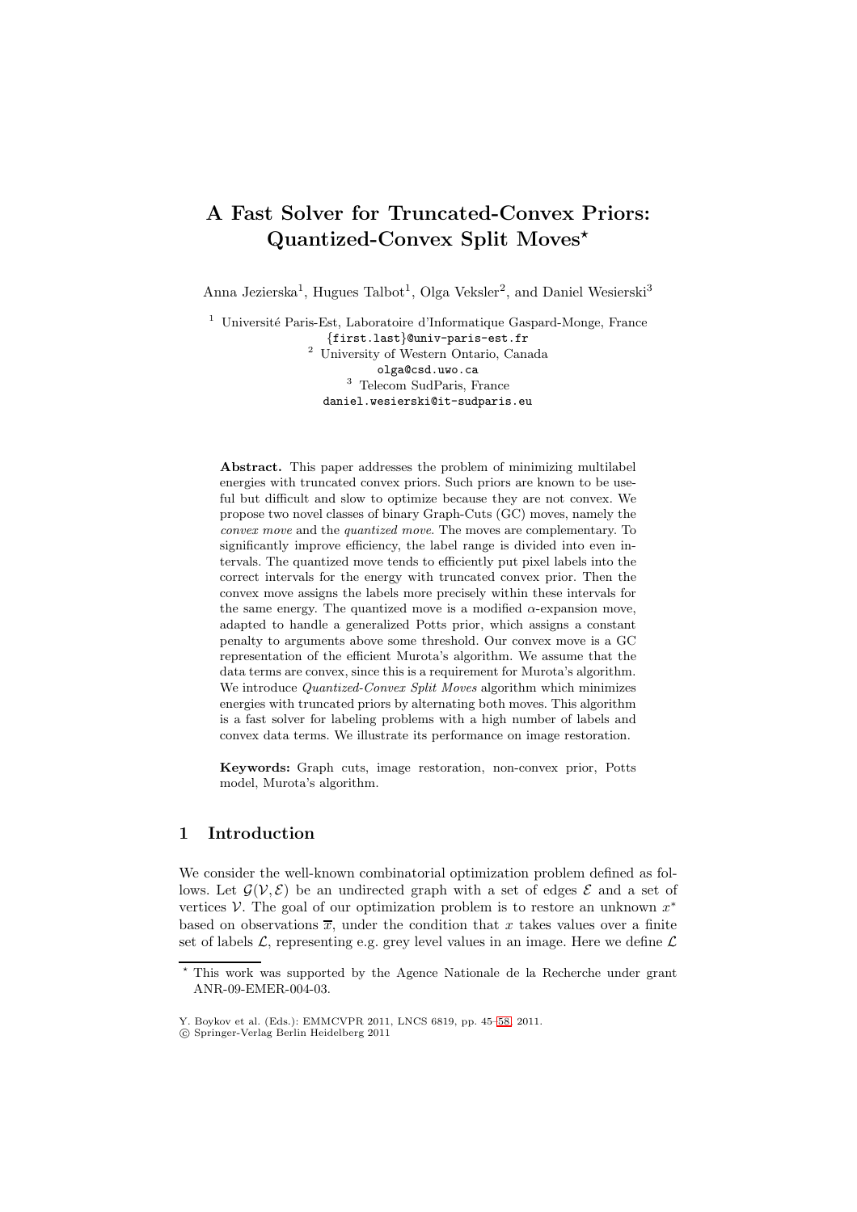# A Fast Solver for Truncated-Convex Priors: Quantized-Convex Split Moves*

Anna Jezierska[1], Hugues Talbot[1], Olga Veksler[2], and Daniel Wesierski[3]

[1] Université Paris-Est, Laboratoire d'Informatique Gaspard-Monge, France
{first.last}@univ-paris-est.fr
[2] University of Western Ontario, Canada
olga@csd.uwo.ca
[3] Telecom SudParis, France
daniel.wesierski@it-sudparis.eu

**Abstract.** This paper addresses the problem of minimizing multilabel energies with truncated convex priors. Such priors are known to be useful but difficult and slow to optimize because they are not convex. We propose two novel classes of binary Graph-Cuts (GC) moves, namely the *convex move* and the *quantized move*. The moves are complementary. To significantly improve efficiency, the label range is divided into even intervals. The quantized move tends to efficiently put pixel labels into the correct intervals for the energy with truncated convex prior. Then the convex move assigns the labels more precisely within these intervals for the same energy. The quantized move is a modified $\alpha$-expansion move, adapted to handle a generalized Potts prior, which assigns a constant penalty to arguments above some threshold. Our convex move is a GC representation of the efficient Murota's algorithm. We assume that the data terms are convex, since this is a requirement for Murota's algorithm. We introduce *Quantized-Convex Split Moves* algorithm which minimizes energies with truncated priors by alternating both moves. This algorithm is a fast solver for labeling problems with a high number of labels and convex data terms. We illustrate its performance on image restoration.

**Keywords:** Graph cuts, image restoration, non-convex prior, Potts model, Murota's algorithm.

## 1 Introduction

We consider the well-known combinatorial optimization problem defined as follows. Let $\mathcal{G}(\mathcal{V}, \mathcal{E})$ be an undirected graph with a set of edges $\mathcal{E}$ and a set of vertices $\mathcal{V}$. The goal of our optimization problem is to restore an unknown $x^*$ based on observations $\overline{x}$, under the condition that $x$ takes values over a finite set of labels $\mathcal{L}$, representing e.g. grey level values in an image. Here we define $\mathcal{L}$

* This work was supported by the Agence Nationale de la Recherche under grant ANR-09-EMER-004-03.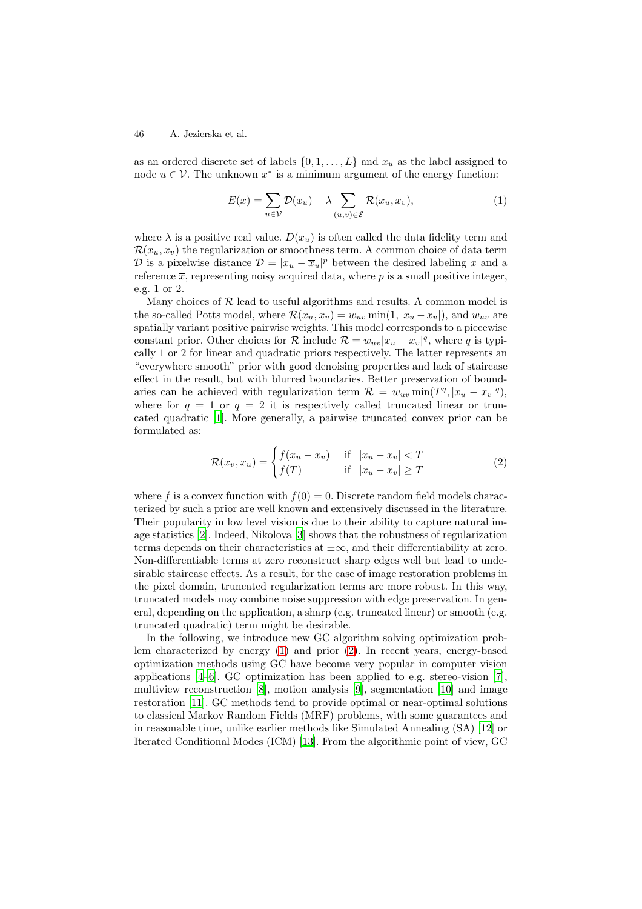as an ordered discrete set of labels $\{0, 1, \ldots, L\}$ and $x_u$ as the label assigned to node $u \in \mathcal{V}$. The unknown $x^*$ is a minimum argument of the energy function:

$$E(x) = \sum_{u \in \mathcal{V}} \mathcal{D}(x_u) + \lambda \sum_{(u,v) \in \mathcal{E}} \mathcal{R}(x_u, x_v), \tag{1}$$

where $\lambda$ is a positive real value. $D(x_u)$ is often called the data fidelity term and $\mathcal{R}(x_u, x_v)$ the regularization or smoothness term. A common choice of data term $\mathcal{D}$ is a pixelwise distance $\mathcal{D} = |x_u - \overline{x}_u|^p$ between the desired labeling $x$ and a reference $\overline{x}$, representing noisy acquired data, where $p$ is a small positive integer, e.g. 1 or 2.

Many choices of $\mathcal{R}$ lead to useful algorithms and results. A common model is the so-called Potts model, where $\mathcal{R}(x_u, x_v) = w_{uv} \min(1, |x_u - x_v|)$, and $w_{uv}$ are spatially variant positive pairwise weights. This model corresponds to a piecewise constant prior. Other choices for $\mathcal{R}$ include $\mathcal{R} = w_{uv}|x_u - x_v|^q$, where $q$ is typically 1 or 2 for linear and quadratic priors respectively. The latter represents an "everywhere smooth" prior with good denoising properties and lack of staircase effect in the result, but with blurred boundaries. Better preservation of boundaries can be achieved with regularization term $\mathcal{R} = w_{uv} \min(T^q, |x_u - x_v|^q)$, where for $q = 1$ or $q = 2$ it is respectively called truncated linear or truncated quadratic [1]. More generally, a pairwise truncated convex prior can be formulated as:

$$\mathcal{R}(x_v, x_u) = \begin{cases} f(x_u - x_v) & \text{if } \ |x_u - x_v| < T \\ f(T) & \text{if } \ |x_u - x_v| \geq T \end{cases} \tag{2}$$

where $f$ is a convex function with $f(0) = 0$. Discrete random field models characterized by such a prior are well known and extensively discussed in the literature. Their popularity in low level vision is due to their ability to capture natural image statistics [2]. Indeed, Nikolova [3] shows that the robustness of regularization terms depends on their characteristics at $\pm\infty$, and their differentiability at zero. Non-differentiable terms at zero reconstruct sharp edges well but lead to undesirable staircase effects. As a result, for the case of image restoration problems in the pixel domain, truncated regularization terms are more robust. In this way, truncated models may combine noise suppression with edge preservation. In general, depending on the application, a sharp (e.g. truncated linear) or smooth (e.g. truncated quadratic) term might be desirable.

In the following, we introduce new GC algorithm solving optimization problem characterized by energy (1) and prior (2). In recent years, energy-based optimization methods using GC have become very popular in computer vision applications [4–6]. GC optimization has been applied to e.g. stereo-vision [7], multiview reconstruction [8], motion analysis [9], segmentation [10] and image restoration [11]. GC methods tend to provide optimal or near-optimal solutions to classical Markov Random Fields (MRF) problems, with some guarantees and in reasonable time, unlike earlier methods like Simulated Annealing (SA) [12] or Iterated Conditional Modes (ICM) [13]. From the algorithmic point of view, GC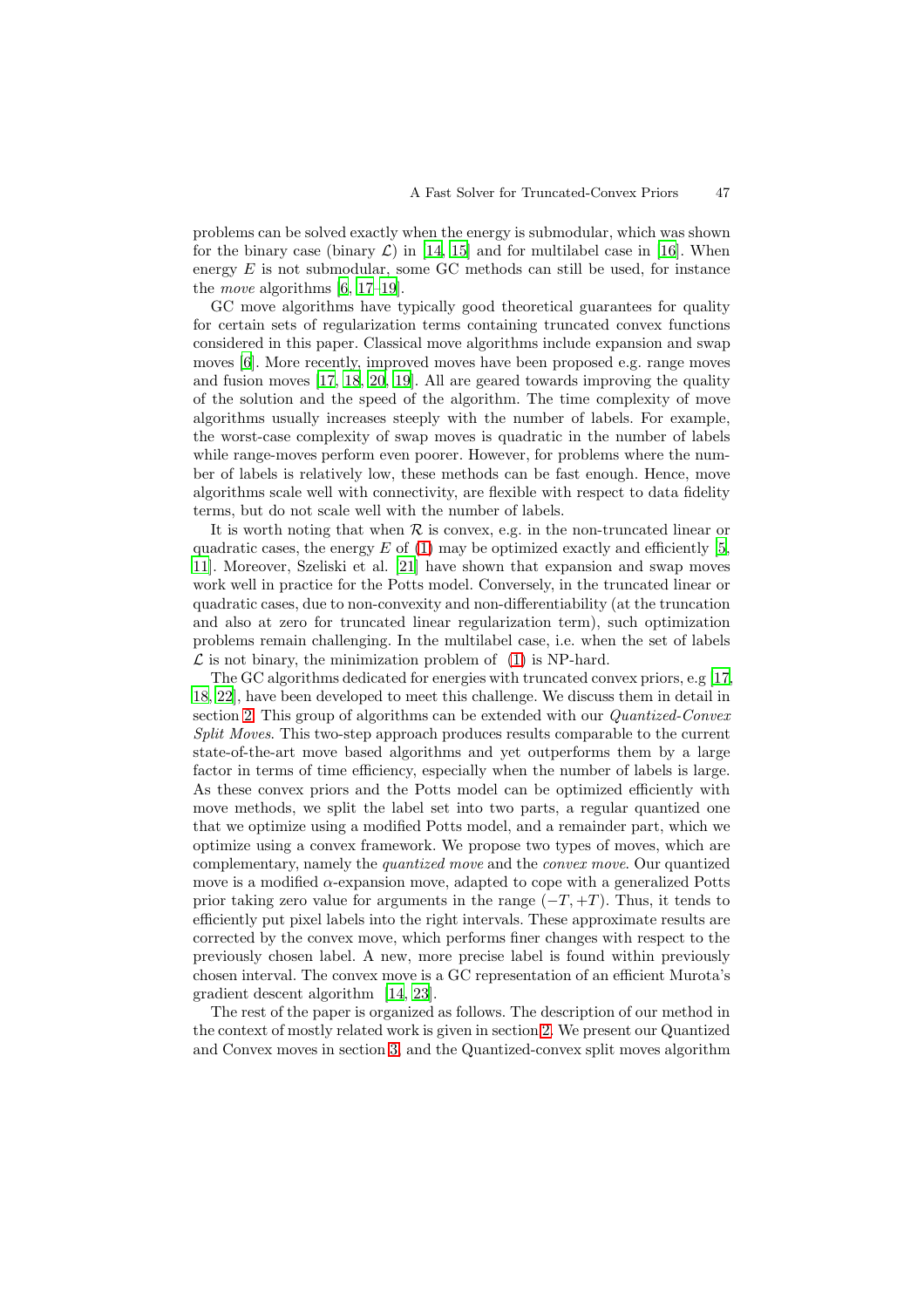problems can be solved exactly when the energy is submodular, which was shown for the binary case (binary $\mathcal{L}$) in [14, 15] and for multilabel case in [16]. When energy $E$ is not submodular, some GC methods can still be used, for instance the *move* algorithms [6, 17–19].

GC move algorithms have typically good theoretical guarantees for quality for certain sets of regularization terms containing truncated convex functions considered in this paper. Classical move algorithms include expansion and swap moves [6]. More recently, improved moves have been proposed e.g. range moves and fusion moves [17, 18, 20, 19]. All are geared towards improving the quality of the solution and the speed of the algorithm. The time complexity of move algorithms usually increases steeply with the number of labels. For example, the worst-case complexity of swap moves is quadratic in the number of labels while range-moves perform even poorer. However, for problems where the number of labels is relatively low, these methods can be fast enough. Hence, move algorithms scale well with connectivity, are flexible with respect to data fidelity terms, but do not scale well with the number of labels.

It is worth noting that when $\mathcal{R}$ is convex, e.g. in the non-truncated linear or quadratic cases, the energy $E$ of (1) may be optimized exactly and efficiently [5, 11]. Moreover, Szeliski et al. [21] have shown that expansion and swap moves work well in practice for the Potts model. Conversely, in the truncated linear or quadratic cases, due to non-convexity and non-differentiability (at the truncation and also at zero for truncated linear regularization term), such optimization problems remain challenging. In the multilabel case, i.e. when the set of labels $\mathcal{L}$ is not binary, the minimization problem of (1) is NP-hard.

The GC algorithms dedicated for energies with truncated convex priors, e.g [17, 18, 22], have been developed to meet this challenge. We discuss them in detail in section 2. This group of algorithms can be extended with our *Quantized-Convex Split Moves*. This two-step approach produces results comparable to the current state-of-the-art move based algorithms and yet outperforms them by a large factor in terms of time efficiency, especially when the number of labels is large. As these convex priors and the Potts model can be optimized efficiently with move methods, we split the label set into two parts, a regular quantized one that we optimize using a modified Potts model, and a remainder part, which we optimize using a convex framework. We propose two types of moves, which are complementary, namely the *quantized move* and the *convex move*. Our quantized move is a modified $\alpha$-expansion move, adapted to cope with a generalized Potts prior taking zero value for arguments in the range $(-T, +T)$. Thus, it tends to efficiently put pixel labels into the right intervals. These approximate results are corrected by the convex move, which performs finer changes with respect to the previously chosen label. A new, more precise label is found within previously chosen interval. The convex move is a GC representation of an efficient Murota's gradient descent algorithm [14, 23].

The rest of the paper is organized as follows. The description of our method in the context of mostly related work is given in section 2. We present our Quantized and Convex moves in section 3, and the Quantized-convex split moves algorithm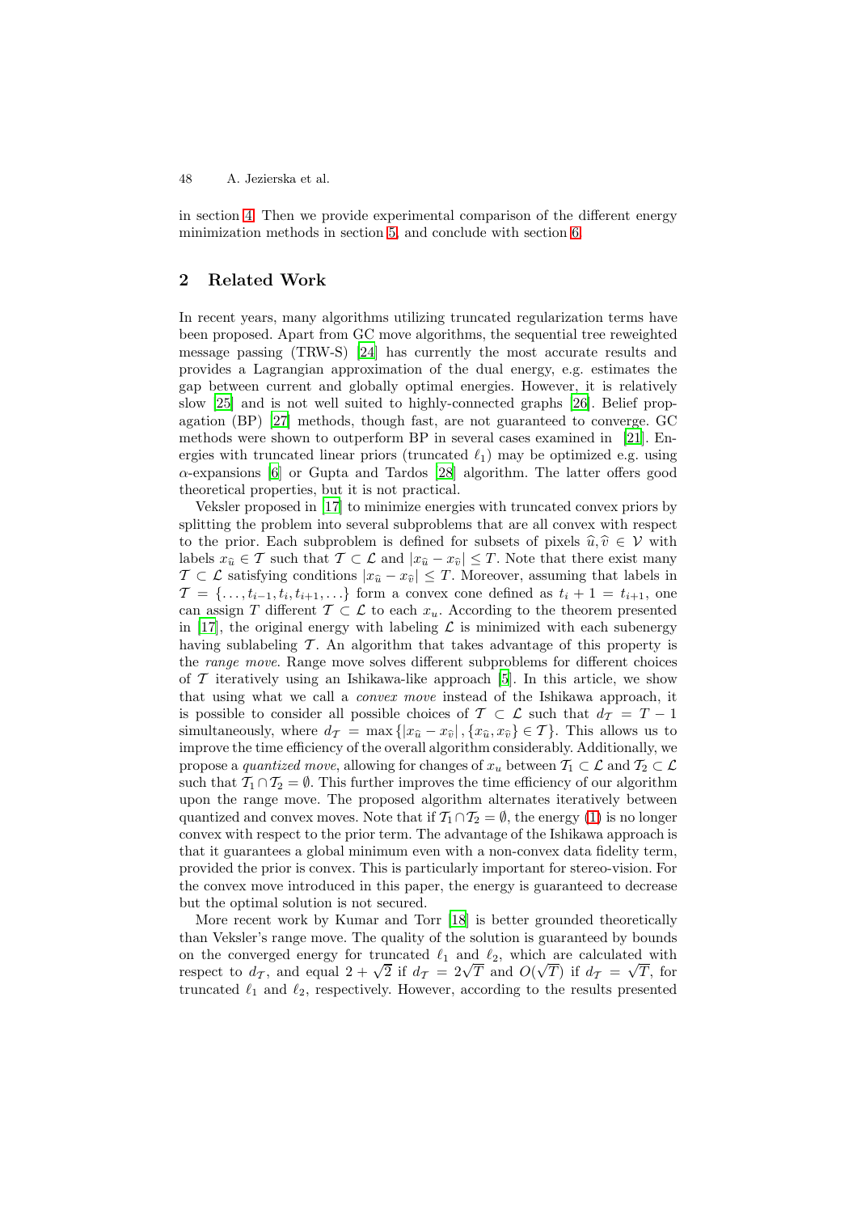in section 4. Then we provide experimental comparison of the different energy minimization methods in section 5, and conclude with section 6.

## 2 Related Work

In recent years, many algorithms utilizing truncated regularization terms have been proposed. Apart from GC move algorithms, the sequential tree reweighted message passing (TRW-S) [24] has currently the most accurate results and provides a Lagrangian approximation of the dual energy, e.g. estimates the gap between current and globally optimal energies. However, it is relatively slow [25] and is not well suited to highly-connected graphs [26]. Belief propagation (BP) [27] methods, though fast, are not guaranteed to converge. GC methods were shown to outperform BP in several cases examined in [21]. Energies with truncated linear priors (truncated $\ell_1$) may be optimized e.g. using $\alpha$-expansions [6] or Gupta and Tardos [28] algorithm. The latter offers good theoretical properties, but it is not practical.

Veksler proposed in [17] to minimize energies with truncated convex priors by splitting the problem into several subproblems that are all convex with respect to the prior. Each subproblem is defined for subsets of pixels $\widehat{u}, \widehat{v} \in \mathcal{V}$ with labels $x_{\widehat{u}} \in \mathcal{T}$ such that $\mathcal{T} \subset \mathcal{L}$ and $|x_{\widehat{u}} - x_{\widehat{v}}| \leq T$. Note that there exist many $\mathcal{T} \subset \mathcal{L}$ satisfying conditions $|x_{\widehat{u}} - x_{\widehat{v}}| \leq T$. Moreover, assuming that labels in $\mathcal{T} = \{\ldots, t_{i-1}, t_i, t_{i+1}, \ldots\}$ form a convex cone defined as $t_i + 1 = t_{i+1}$, one can assign $T$ different $\mathcal{T} \subset \mathcal{L}$ to each $x_u$. According to the theorem presented in [17], the original energy with labeling $\mathcal{L}$ is minimized with each subenergy having sublabeling $\mathcal{T}$. An algorithm that takes advantage of this property is the *range move*. Range move solves different subproblems for different choices of $\mathcal{T}$ iteratively using an Ishikawa-like approach [5]. In this article, we show that using what we call a *convex move* instead of the Ishikawa approach, it is possible to consider all possible choices of $\mathcal{T} \subset \mathcal{L}$ such that $d_{\mathcal{T}} = T - 1$ simultaneously, where $d_{\mathcal{T}} = \max\{|x_{\widehat{u}} - x_{\widehat{v}}|, \{x_{\widehat{u}}, x_{\widehat{v}}\} \in \mathcal{T}\}$. This allows us to improve the time efficiency of the overall algorithm considerably. Additionally, we propose a *quantized move*, allowing for changes of $x_u$ between $\mathcal{T}_1 \subset \mathcal{L}$ and $\mathcal{T}_2 \subset \mathcal{L}$ such that $\mathcal{T}_1 \cap \mathcal{T}_2 = \emptyset$. This further improves the time efficiency of our algorithm upon the range move. The proposed algorithm alternates iteratively between quantized and convex moves. Note that if $\mathcal{T}_1 \cap \mathcal{T}_2 = \emptyset$, the energy (1) is no longer convex with respect to the prior term. The advantage of the Ishikawa approach is that it guarantees a global minimum even with a non-convex data fidelity term, provided the prior is convex. This is particularly important for stereo-vision. For the convex move introduced in this paper, the energy is guaranteed to decrease but the optimal solution is not secured.

More recent work by Kumar and Torr [18] is better grounded theoretically than Veksler's range move. The quality of the solution is guaranteed by bounds on the converged energy for truncated $\ell_1$ and $\ell_2$, which are calculated with respect to $d_{\mathcal{T}}$, and equal $2 + \sqrt{2}$ if $d_{\mathcal{T}} = 2\sqrt{T}$ and $O(\sqrt{T})$ if $d_{\mathcal{T}} = \sqrt{T}$, for truncated $\ell_1$ and $\ell_2$, respectively. However, according to the results presented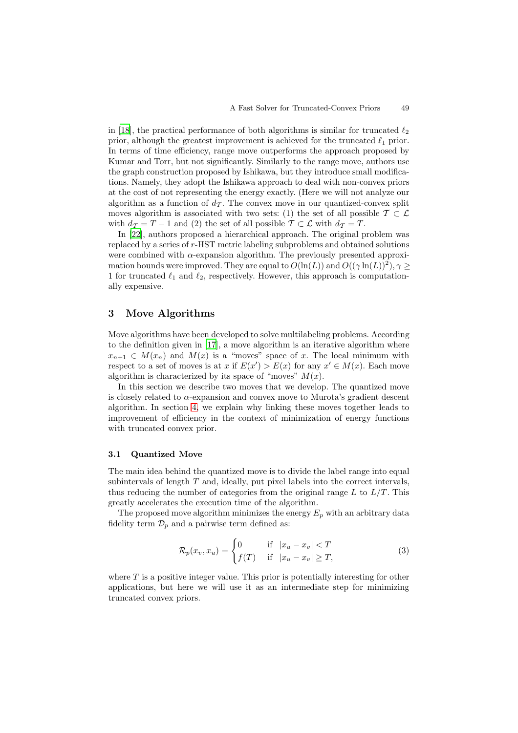in [18], the practical performance of both algorithms is similar for truncated $\ell_2$ prior, although the greatest improvement is achieved for the truncated $\ell_1$ prior. In terms of time efficiency, range move outperforms the approach proposed by Kumar and Torr, but not significantly. Similarly to the range move, authors use the graph construction proposed by Ishikawa, but they introduce small modifications. Namely, they adopt the Ishikawa approach to deal with non-convex priors at the cost of not representing the energy exactly. (Here we will not analyze our algorithm as a function of $d_{\mathcal{T}}$. The convex move in our quantized-convex split moves algorithm is associated with two sets: (1) the set of all possible $\mathcal{T} \subset \mathcal{L}$ with $d_{\mathcal{T}} = T - 1$ and (2) the set of all possible $\mathcal{T} \subset \mathcal{L}$ with $d_{\mathcal{T}} = T$.

In [22], authors proposed a hierarchical approach. The original problem was replaced by a series of $r$-HST metric labeling subproblems and obtained solutions were combined with $\alpha$-expansion algorithm. The previously presented approximation bounds were improved. They are equal to $O(\ln(L))$ and $O((\gamma \ln(L))^2), \gamma \geq 1$ for truncated $\ell_1$ and $\ell_2$, respectively. However, this approach is computationally expensive.

## 3 Move Algorithms

Move algorithms have been developed to solve multilabeling problems. According to the definition given in [17], a move algorithm is an iterative algorithm where $x_{n+1} \in M(x_n)$ and $M(x)$ is a "moves" space of $x$. The local minimum with respect to a set of moves is at $x$ if $E(x') > E(x)$ for any $x' \in M(x)$. Each move algorithm is characterized by its space of "moves" $M(x)$.

In this section we describe two moves that we develop. The quantized move is closely related to $\alpha$-expansion and convex move to Murota's gradient descent algorithm. In section 4, we explain why linking these moves together leads to improvement of efficiency in the context of minimization of energy functions with truncated convex prior.

### 3.1 Quantized Move

The main idea behind the quantized move is to divide the label range into equal subintervals of length $T$ and, ideally, put pixel labels into the correct intervals, thus reducing the number of categories from the original range $L$ to $L/T$. This greatly accelerates the execution time of the algorithm.

The proposed move algorithm minimizes the energy $E_p$ with an arbitrary data fidelity term $\mathcal{D}_p$ and a pairwise term defined as:

$$\mathcal{R}_p(x_v, x_u) = \begin{cases} 0 & \text{if } \; |x_u - x_v| < T \\ f(T) & \text{if } \; |x_u - x_v| \geq T, \end{cases} \tag{3}$$

where $T$ is a positive integer value. This prior is potentially interesting for other applications, but here we will use it as an intermediate step for minimizing truncated convex priors.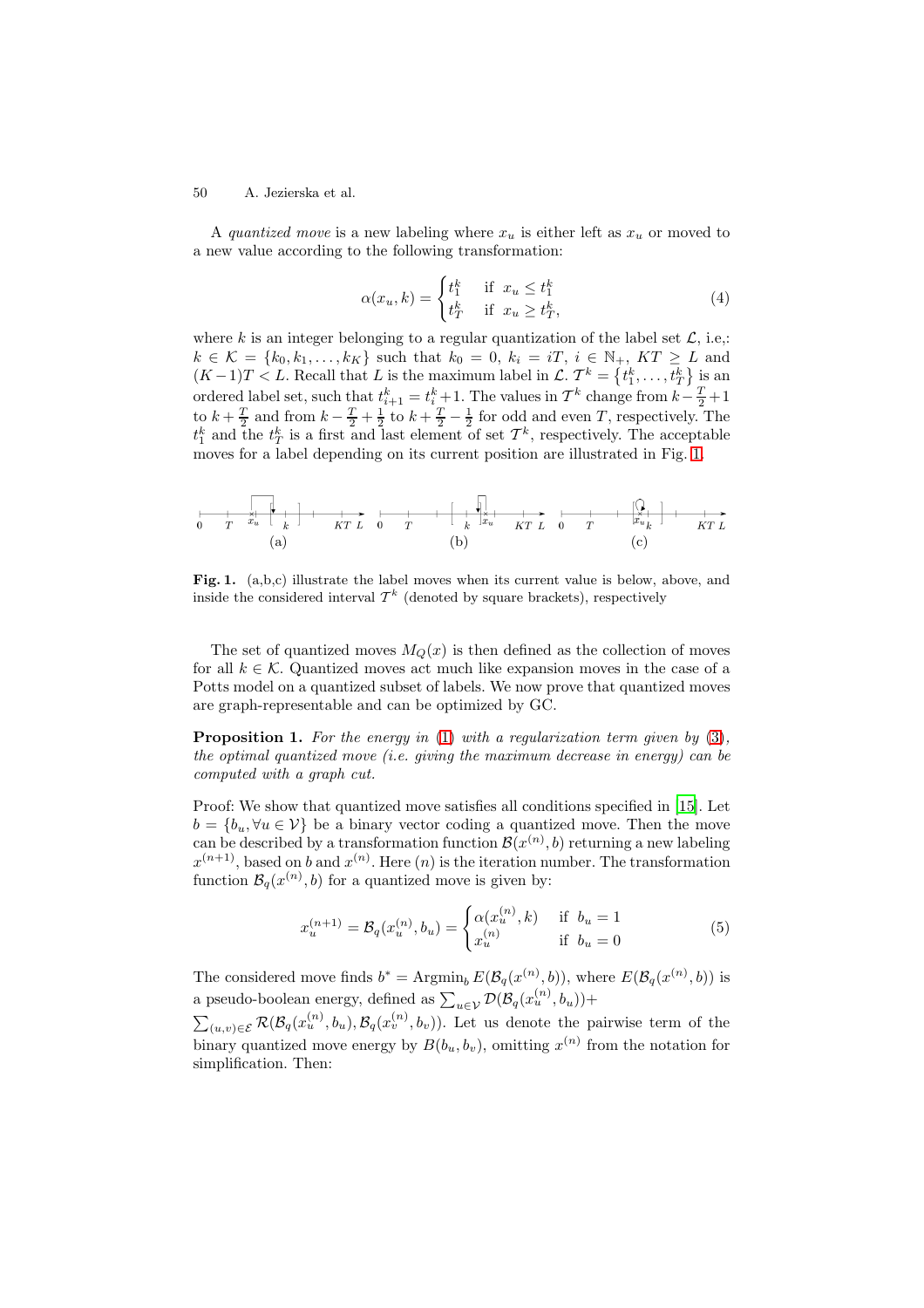A *quantized move* is a new labeling where $x_u$ is either left as $x_u$ or moved to a new value according to the following transformation:

$$\alpha(x_u, k) = \begin{cases} t_1^k & \text{if } \; x_u \leq t_1^k \\ t_T^k & \text{if } \; x_u \geq t_T^k, \end{cases} \tag{4}$$

where $k$ is an integer belonging to a regular quantization of the label set $\mathcal{L}$, i.e,: $k \in \mathcal{K} = \{k_0, k_1, \ldots, k_K\}$ such that $k_0 = 0$, $k_i = iT$, $i \in \mathbb{N}_+$, $KT \geq L$ and $(K-1)T < L$. Recall that $L$ is the maximum label in $\mathcal{L}$. $\mathcal{T}^k = \{t_1^k, \ldots, t_T^k\}$ is an ordered label set, such that $t_{i+1}^k = t_i^k + 1$. The values in $\mathcal{T}^k$ change from $k - \frac{T}{2} + 1$ to $k + \frac{T}{2}$ and from $k - \frac{T}{2} + \frac{1}{2}$ to $k + \frac{T}{2} - \frac{1}{2}$ for odd and even $T$, respectively. The $t_1^k$ and the $t_T^k$ is a first and last element of set $\mathcal{T}^k$, respectively. The acceptable moves for a label depending on its current position are illustrated in Fig. 1.

**Fig. 1.** (a,b,c) illustrate the label moves when its current value is below, above, and inside the considered interval $\mathcal{T}^k$ (denoted by square brackets), respectively

The set of quantized moves $M_Q(x)$ is then defined as the collection of moves for all $k \in \mathcal{K}$. Quantized moves act much like expansion moves in the case of a Potts model on a quantized subset of labels. We now prove that quantized moves are graph-representable and can be optimized by GC.

**Proposition 1.** *For the energy in* (1) *with a regularization term given by* (3)*, the optimal quantized move (i.e. giving the maximum decrease in energy) can be computed with a graph cut.*

Proof: We show that quantized move satisfies all conditions specified in [15]. Let $b = \{b_u, \forall u \in \mathcal{V}\}$ be a binary vector coding a quantized move. Then the move can be described by a transformation function $\mathcal{B}(x^{(n)}, b)$ returning a new labeling $x^{(n+1)}$, based on $b$ and $x^{(n)}$. Here $(n)$ is the iteration number. The transformation function $\mathcal{B}_q(x^{(n)}, b)$ for a quantized move is given by:

$$x_u^{(n+1)} = \mathcal{B}_q(x_u^{(n)}, b_u) = \begin{cases} \alpha(x_u^{(n)}, k) & \text{if } \; b_u = 1 \\ x_u^{(n)} & \text{if } \; b_u = 0 \end{cases} \tag{5}$$

The considered move finds $b^* = \text{Argmin}_b\, E(\mathcal{B}_q(x^{(n)}, b))$, where $E(\mathcal{B}_q(x^{(n)}, b))$ is a pseudo-boolean energy, defined as $\sum_{u \in \mathcal{V}} \mathcal{D}(\mathcal{B}_q(x_u^{(n)}, b_u)) +$ $\sum_{(u,v) \in \mathcal{E}} \mathcal{R}(\mathcal{B}_q(x_u^{(n)}, b_u), \mathcal{B}_q(x_v^{(n)}, b_v))$. Let us denote the pairwise term of the binary quantized move energy by $B(b_u, b_v)$, omitting $x^{(n)}$ from the notation for simplification. Then: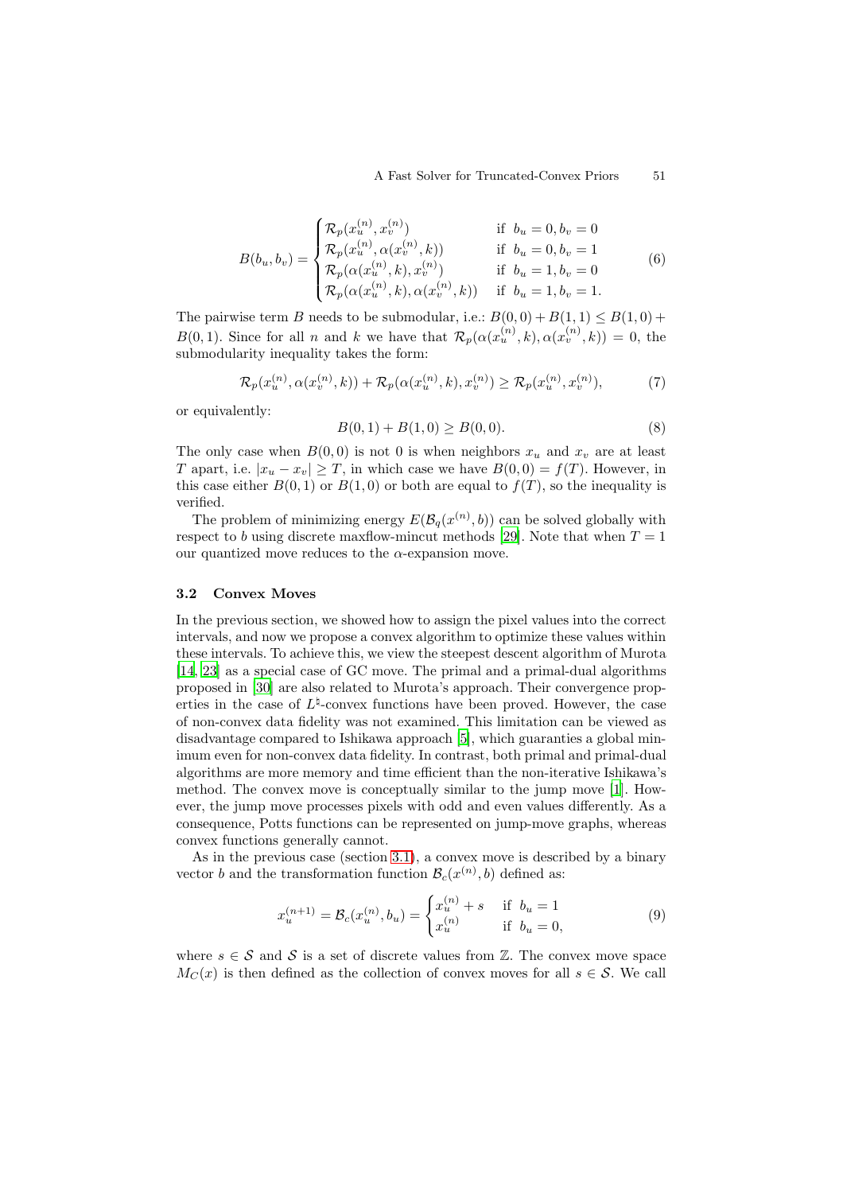$$B(b_u, b_v) = \begin{cases} \mathcal{R}_p(x_u^{(n)}, x_v^{(n)}) & \text{if } b_u = 0, b_v = 0 \\ \mathcal{R}_p(x_u^{(n)}, \alpha(x_v^{(n)}, k)) & \text{if } b_u = 0, b_v = 1 \\ \mathcal{R}_p(\alpha(x_u^{(n)}, k), x_v^{(n)}) & \text{if } b_u = 1, b_v = 0 \\ \mathcal{R}_p(\alpha(x_u^{(n)}, k), \alpha(x_v^{(n)}, k)) & \text{if } b_u = 1, b_v = 1. \end{cases} \tag{6}$$

The pairwise term $B$ needs to be submodular, i.e.: $B(0,0) + B(1,1) \leq B(1,0) + B(0,1)$. Since for all $n$ and $k$ we have that $\mathcal{R}_p(\alpha(x_u^{(n)}, k), \alpha(x_v^{(n)}, k)) = 0$, the submodularity inequality takes the form:

$$\mathcal{R}_p(x_u^{(n)}, \alpha(x_v^{(n)}, k)) + \mathcal{R}_p(\alpha(x_u^{(n)}, k), x_v^{(n)}) \geq \mathcal{R}_p(x_u^{(n)}, x_v^{(n)}), \tag{7}$$

or equivalently:

$$B(0,1) + B(1,0) \geq B(0,0). \tag{8}$$

The only case when $B(0,0)$ is not 0 is when neighbors $x_u$ and $x_v$ are at least $T$ apart, i.e. $|x_u - x_v| \geq T$, in which case we have $B(0,0) = f(T)$. However, in this case either $B(0,1)$ or $B(1,0)$ or both are equal to $f(T)$, so the inequality is verified.

The problem of minimizing energy $E(\mathcal{B}_q(x^{(n)}, b))$ can be solved globally with respect to $b$ using discrete maxflow-mincut methods [29]. Note that when $T = 1$ our quantized move reduces to the $\alpha$-expansion move.

### 3.2 Convex Moves

In the previous section, we showed how to assign the pixel values into the correct intervals, and now we propose a convex algorithm to optimize these values within these intervals. To achieve this, we view the steepest descent algorithm of Murota [14, 23] as a special case of GC move. The primal and a primal-dual algorithms proposed in [30] are also related to Murota's approach. Their convergence properties in the case of $L^\natural$-convex functions have been proved. However, the case of non-convex data fidelity was not examined. This limitation can be viewed as disadvantage compared to Ishikawa approach [5], which guaranties a global minimum even for non-convex data fidelity. In contrast, both primal and primal-dual algorithms are more memory and time efficient than the non-iterative Ishikawa's method. The convex move is conceptually similar to the jump move [1]. However, the jump move processes pixels with odd and even values differently. As a consequence, Potts functions can be represented on jump-move graphs, whereas convex functions generally cannot.

As in the previous case (section 3.1), a convex move is described by a binary vector $b$ and the transformation function $\mathcal{B}_c(x^{(n)}, b)$ defined as:

$$x_u^{(n+1)} = \mathcal{B}_c(x_u^{(n)}, b_u) = \begin{cases} x_u^{(n)} + s & \text{if } b_u = 1 \\ x_u^{(n)} & \text{if } b_u = 0, \end{cases} \tag{9}$$

where $s \in \mathcal{S}$ and $\mathcal{S}$ is a set of discrete values from $\mathbb{Z}$. The convex move space $M_C(x)$ is then defined as the collection of convex moves for all $s \in \mathcal{S}$. We call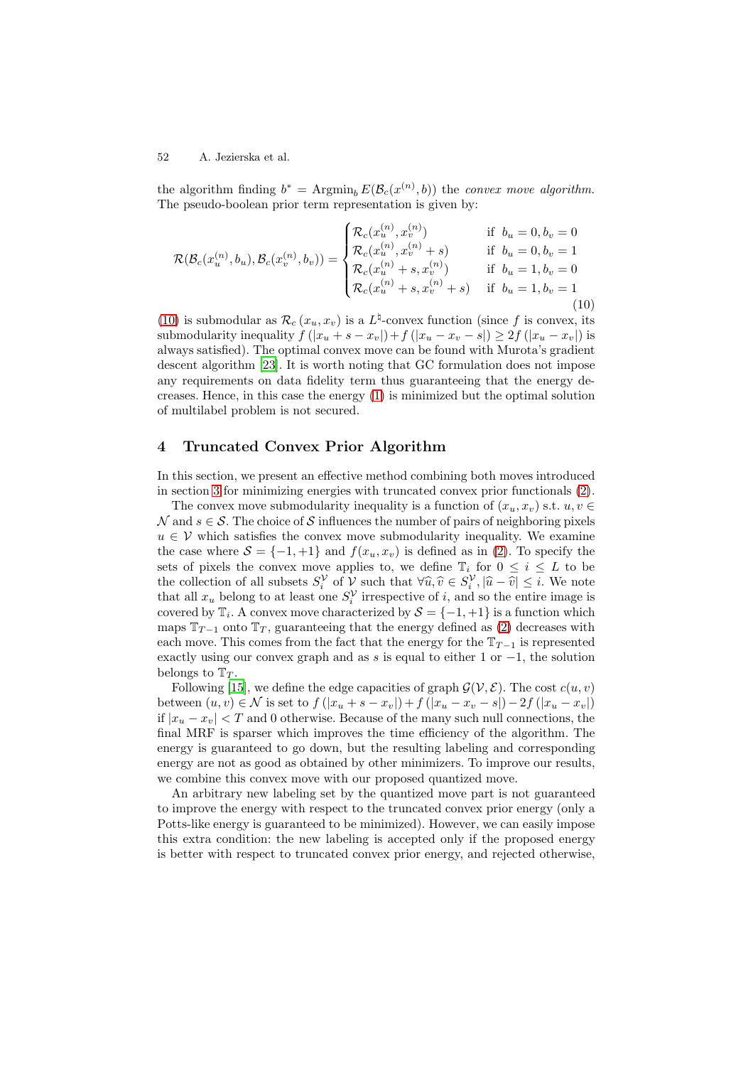the algorithm finding $b^* = \text{Argmin}_b\, E(\mathcal{B}_c(x^{(n)}, b))$ the *convex move algorithm*. The pseudo-boolean prior term representation is given by:

$$
\mathcal{R}(\mathcal{B}_c(x_u^{(n)}, b_u), \mathcal{B}_c(x_v^{(n)}, b_v)) = \begin{cases} \mathcal{R}_c(x_u^{(n)}, x_v^{(n)}) & \text{if } b_u = 0, b_v = 0 \\ \mathcal{R}_c(x_u^{(n)}, x_v^{(n)} + s) & \text{if } b_u = 0, b_v = 1 \\ \mathcal{R}_c(x_u^{(n)} + s, x_v^{(n)}) & \text{if } b_u = 1, b_v = 0 \\ \mathcal{R}_c(x_u^{(n)} + s, x_v^{(n)} + s) & \text{if } b_u = 1, b_v = 1 \end{cases} \tag{10}
$$

(10) is submodular as $\mathcal{R}_c(x_u, x_v)$ is a $L^\natural$-convex function (since $f$ is convex, its submodularity inequality $f(|x_u + s - x_v|) + f(|x_u - x_v - s|) \geq 2f(|x_u - x_v|)$ is always satisfied). The optimal convex move can be found with Murota's gradient descent algorithm [23]. It is worth noting that GC formulation does not impose any requirements on data fidelity term thus guaranteeing that the energy decreases. Hence, in this case the energy (1) is minimized but the optimal solution of multilabel problem is not secured.

## 4 Truncated Convex Prior Algorithm

In this section, we present an effective method combining both moves introduced in section 3 for minimizing energies with truncated convex prior functionals (2).

The convex move submodularity inequality is a function of $(x_u, x_v)$ s.t. $u, v \in \mathcal{N}$ and $s \in \mathcal{S}$. The choice of $\mathcal{S}$ influences the number of pairs of neighboring pixels $u \in \mathcal{V}$ which satisfies the convex move submodularity inequality. We examine the case where $\mathcal{S} = \{-1, +1\}$ and $f(x_u, x_v)$ is defined as in (2). To specify the sets of pixels the convex move applies to, we define $\mathbb{T}_i$ for $0 \leq i \leq L$ to be the collection of all subsets $S_i^{\mathcal{V}}$ of $\mathcal{V}$ such that $\forall \widehat{u}, \widehat{v} \in S_i^{\mathcal{V}}, |\widehat{u} - \widehat{v}| \leq i$. We note that all $x_u$ belong to at least one $S_i^{\mathcal{V}}$ irrespective of $i$, and so the entire image is covered by $\mathbb{T}_i$. A convex move characterized by $\mathcal{S} = \{-1, +1\}$ is a function which maps $\mathbb{T}_{T-1}$ onto $\mathbb{T}_T$, guaranteeing that the energy defined as (2) decreases with each move. This comes from the fact that the energy for the $\mathbb{T}_{T-1}$ is represented exactly using our convex graph and as $s$ is equal to either 1 or $-1$, the solution belongs to $\mathbb{T}_T$.

Following [15], we define the edge capacities of graph $\mathcal{G}(\mathcal{V}, \mathcal{E})$. The cost $c(u, v)$ between $(u, v) \in \mathcal{N}$ is set to $f(|x_u + s - x_v|) + f(|x_u - x_v - s|) - 2f(|x_u - x_v|)$ if $|x_u - x_v| < T$ and 0 otherwise. Because of the many such null connections, the final MRF is sparser which improves the time efficiency of the algorithm. The energy is guaranteed to go down, but the resulting labeling and corresponding energy are not as good as obtained by other minimizers. To improve our results, we combine this convex move with our proposed quantized move.

An arbitrary new labeling set by the quantized move part is not guaranteed to improve the energy with respect to the truncated convex prior energy (only a Potts-like energy is guaranteed to be minimized). However, we can easily impose this extra condition: the new labeling is accepted only if the proposed energy is better with respect to truncated convex prior energy, and rejected otherwise,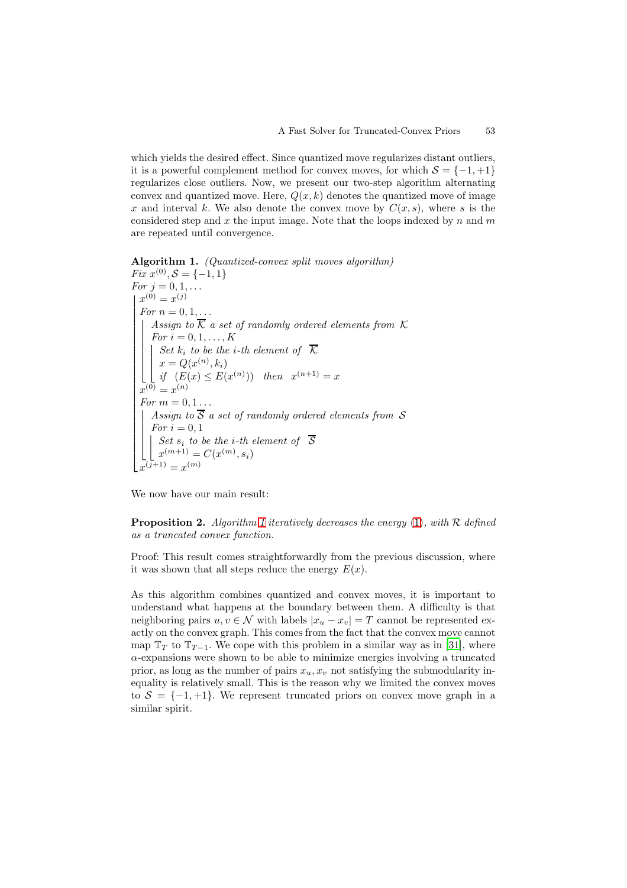which yields the desired effect. Since quantized move regularizes distant outliers, it is a powerful complement method for convex moves, for which $\mathcal{S} = \{-1, +1\}$ regularizes close outliers. Now, we present our two-step algorithm alternating convex and quantized move. Here, $Q(x, k)$ denotes the quantized move of image $x$ and interval $k$. We also denote the convex move by $C(x, s)$, where $s$ is the considered step and $x$ the input image. Note that the loops indexed by $n$ and $m$ are repeated until convergence.

**Algorithm 1.** *(Quantized-convex split moves algorithm)*

```
Fix x^(0), S = {-1, 1}
For j = 0, 1, ...
  x^(0) = x^(j)
  For n = 0, 1, ...
    Assign to K̄ a set of randomly ordered elements from K
    For i = 0, 1, ..., K
      Set k_i to be the i-th element of K̄
      x = Q(x^(n), k_i)
      if (E(x) ≤ E(x^(n))) then x^(n+1) = x
  x^(0) = x^(n)
  For m = 0, 1 ...
    Assign to S̄ a set of randomly ordered elements from S
    For i = 0, 1
      Set s_i to be the i-th element of S̄
      x^(m+1) = C(x^(m), s_i)
  x^(j+1) = x^(m)
```

We now have our main result:

**Proposition 2.** *Algorithm 1 iteratively decreases the energy (1), with $\mathcal{R}$ defined as a truncated convex function.*

Proof: This result comes straightforwardly from the previous discussion, where it was shown that all steps reduce the energy $E(x)$.

As this algorithm combines quantized and convex moves, it is important to understand what happens at the boundary between them. A difficulty is that neighboring pairs $u, v \in \mathcal{N}$ with labels $|x_u - x_v| = T$ cannot be represented exactly on the convex graph. This comes from the fact that the convex move cannot map $\mathbb{T}_T$ to $\mathbb{T}_{T-1}$. We cope with this problem in a similar way as in [31], where $\alpha$-expansions were shown to be able to minimize energies involving a truncated prior, as long as the number of pairs $x_u, x_v$ not satisfying the submodularity inequality is relatively small. This is the reason why we limited the convex moves to $\mathcal{S} = \{-1, +1\}$. We represent truncated priors on convex move graph in a similar spirit.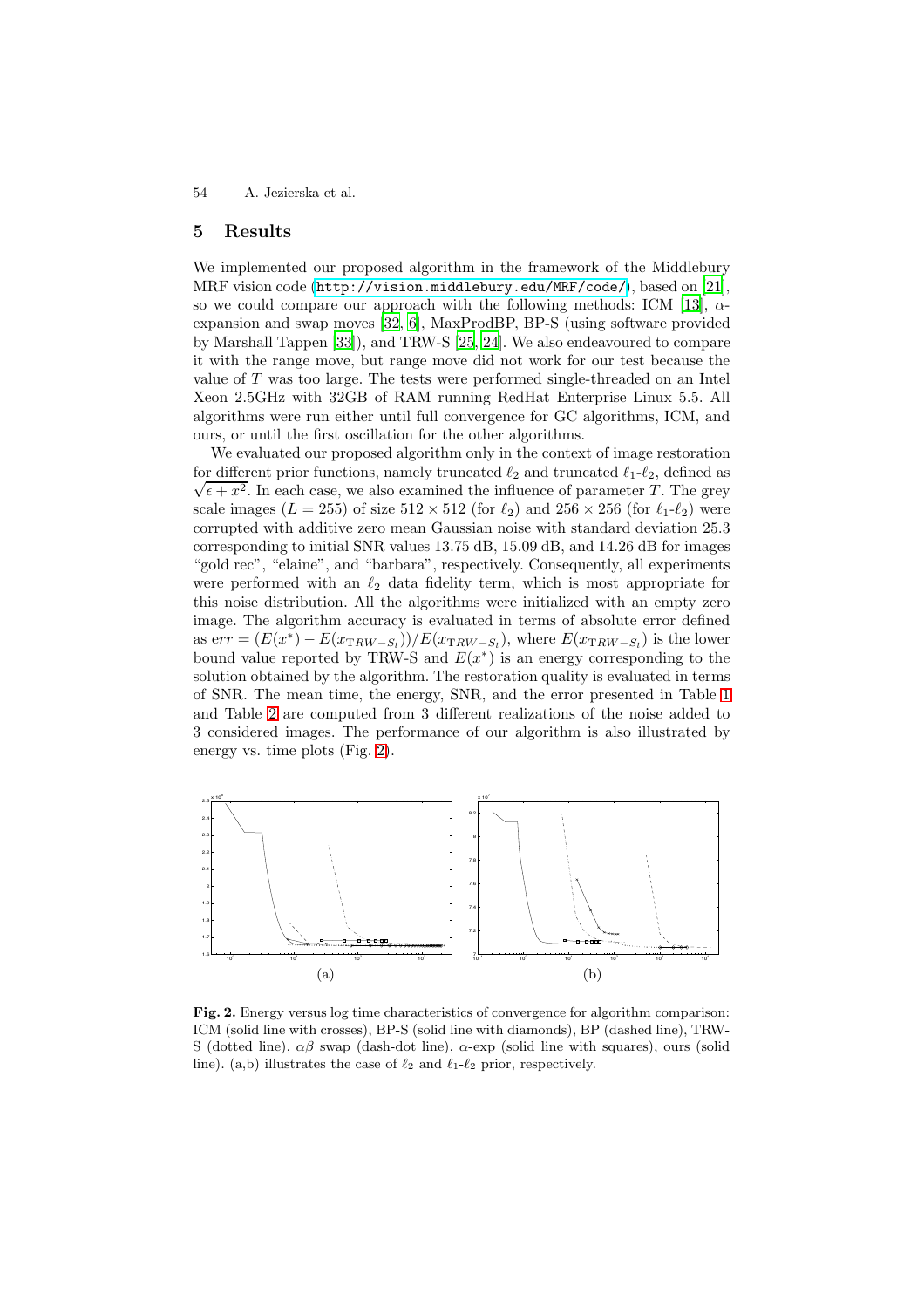## 5 Results

We implemented our proposed algorithm in the framework of the Middlebury MRF vision code (http://vision.middlebury.edu/MRF/code/), based on [21], so we could compare our approach with the following methods: ICM [13], $\alpha$-expansion and swap moves [32, 6], MaxProdBP, BP-S (using software provided by Marshall Tappen [33]), and TRW-S [25, 24]. We also endeavoured to compare it with the range move, but range move did not work for our test because the value of $T$ was too large. The tests were performed single-threaded on an Intel Xeon 2.5GHz with 32GB of RAM running RedHat Enterprise Linux 5.5. All algorithms were run either until full convergence for GC algorithms, ICM, and ours, or until the first oscillation for the other algorithms.

We evaluated our proposed algorithm only in the context of image restoration for different prior functions, namely truncated $\ell_2$ and truncated $\ell_1$-$\ell_2$, defined as $\sqrt{\epsilon + x^2}$. In each case, we also examined the influence of parameter $T$. The grey scale images ($L = 255$) of size $512 \times 512$ (for $\ell_2$) and $256 \times 256$ (for $\ell_1$-$\ell_2$) were corrupted with additive zero mean Gaussian noise with standard deviation 25.3 corresponding to initial SNR values 13.75 dB, 15.09 dB, and 14.26 dB for images "gold rec", "elaine", and "barbara", respectively. Consequently, all experiments were performed with an $\ell_2$ data fidelity term, which is most appropriate for this noise distribution. All the algorithms were initialized with an empty zero image. The algorithm accuracy is evaluated in terms of absolute error defined as $\mathrm{err} = (E(x^*) - E(x_{TRW-S_l}))/E(x_{TRW-S_l})$, where $E(x_{TRW-S_l})$ is the lower bound value reported by TRW-S and $E(x^*)$ is an energy corresponding to the solution obtained by the algorithm. The restoration quality is evaluated in terms of SNR. The mean time, the energy, SNR, and the error presented in Table 1 and Table 2 are computed from 3 different realizations of the noise added to 3 considered images. The performance of our algorithm is also illustrated by energy vs. time plots (Fig. 2).

(a) (b)

**Fig. 2.** Energy versus log time characteristics of convergence for algorithm comparison: ICM (solid line with crosses), BP-S (solid line with diamonds), BP (dashed line), TRW-S (dotted line), $\alpha\beta$ swap (dash-dot line), $\alpha$-exp (solid line with squares), ours (solid line). (a,b) illustrates the case of $\ell_2$ and $\ell_1$-$\ell_2$ prior, respectively.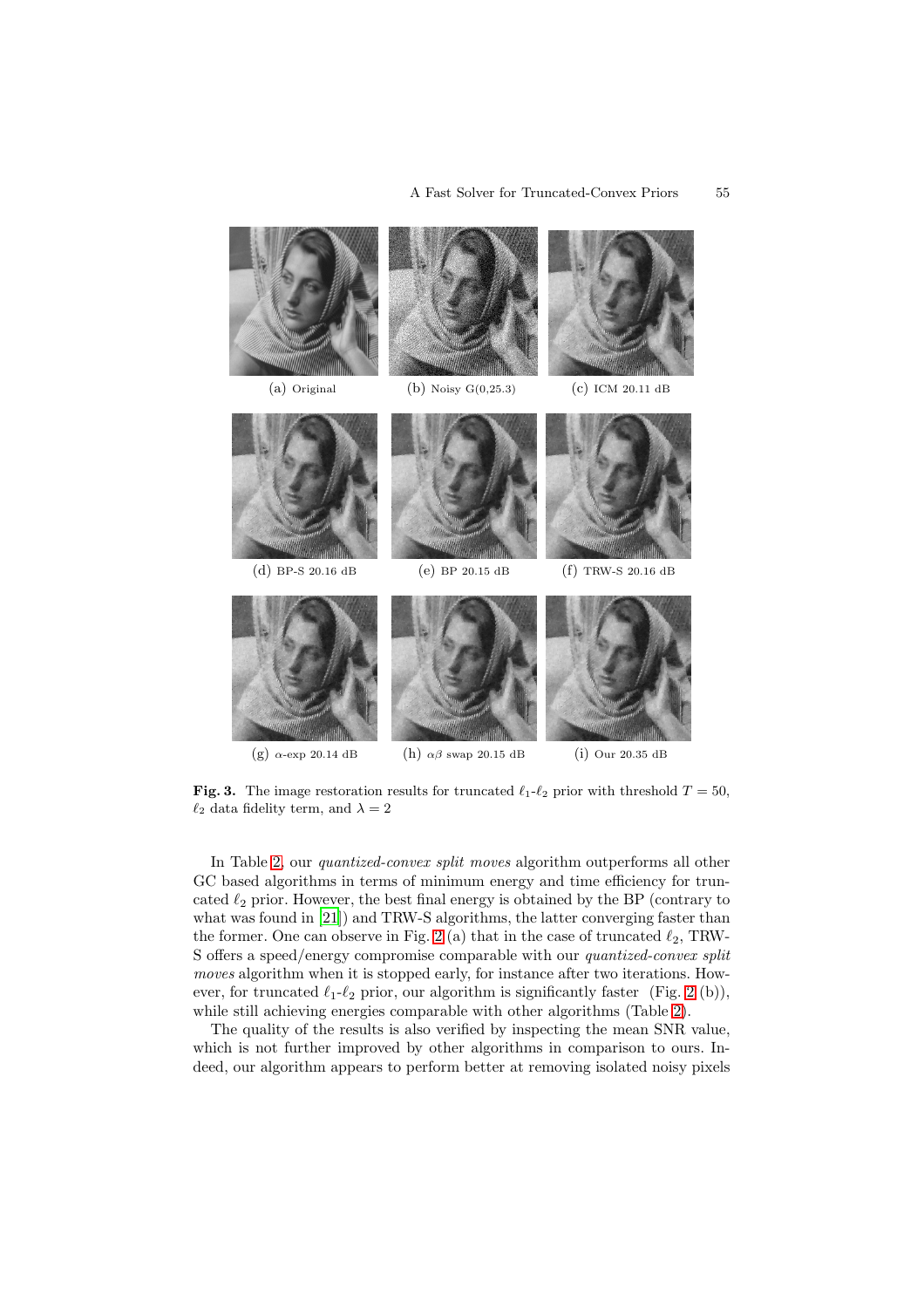(a) Original

(b) Noisy G(0,25.3)

(c) ICM 20.11 dB

(d) BP-S 20.16 dB

(e) BP 20.15 dB

(f) TRW-S 20.16 dB

(g) $\alpha$-exp 20.14 dB

(h) $\alpha\beta$ swap 20.15 dB

(i) Our 20.35 dB

**Fig. 3.** The image restoration results for truncated $\ell_1$-$\ell_2$ prior with threshold $T = 50$, $\ell_2$ data fidelity term, and $\lambda = 2$

In Table 2, our *quantized-convex split moves* algorithm outperforms all other GC based algorithms in terms of minimum energy and time efficiency for truncated $\ell_2$ prior. However, the best final energy is obtained by the BP (contrary to what was found in [21]) and TRW-S algorithms, the latter converging faster than the former. One can observe in Fig. 2 (a) that in the case of truncated $\ell_2$, TRW-S offers a speed/energy compromise comparable with our *quantized-convex split moves* algorithm when it is stopped early, for instance after two iterations. However, for truncated $\ell_1$-$\ell_2$ prior, our algorithm is significantly faster (Fig. 2 (b)), while still achieving energies comparable with other algorithms (Table 2).

The quality of the results is also verified by inspecting the mean SNR value, which is not further improved by other algorithms in comparison to ours. Indeed, our algorithm appears to perform better at removing isolated noisy pixels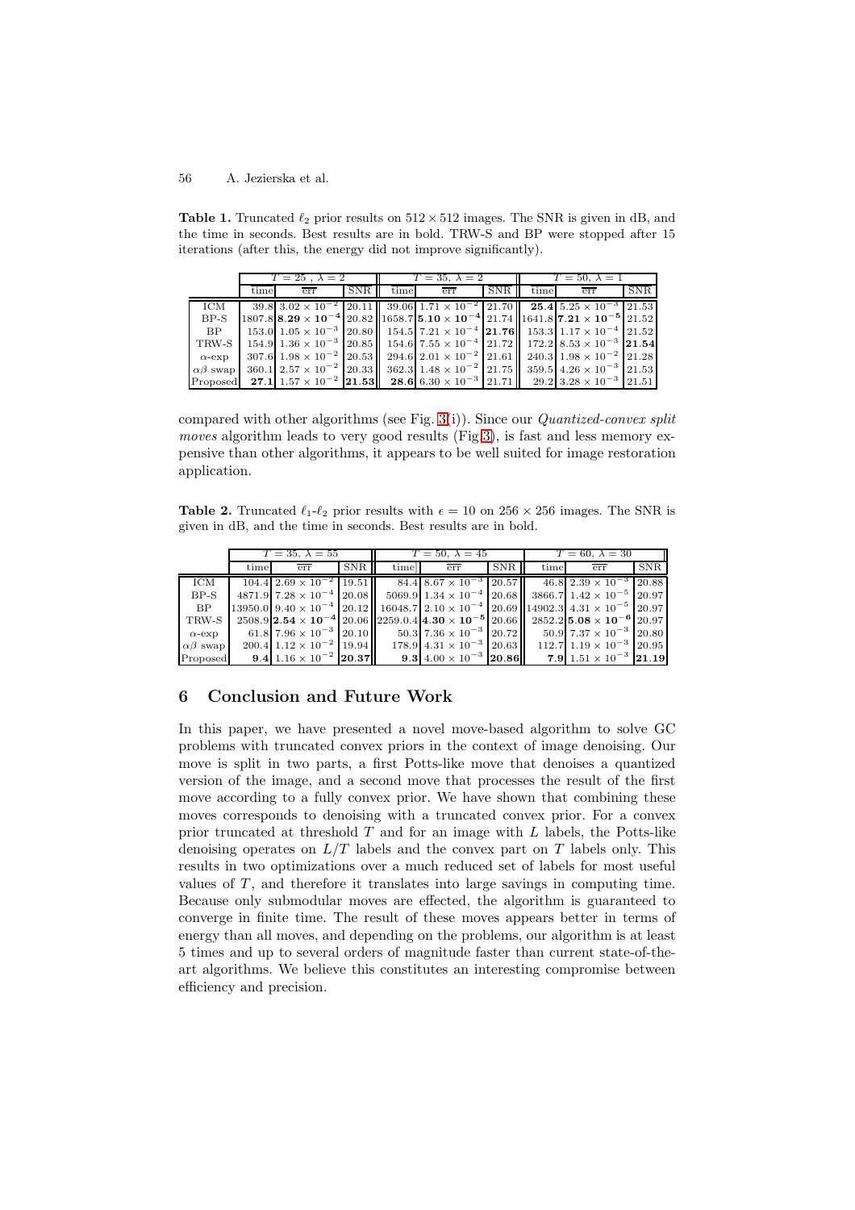**Table 1.** Truncated $\ell_2$ prior results on $512 \times 512$ images. The SNR is given in dB, and the time in seconds. Best results are in bold. TRW-S and BP were stopped after 15 iterations (after this, the energy did not improve significantly).

| | $T = 25$ , $\lambda = 2$ | | | $T = 35$, $\lambda = 2$ | | | $T = 50$, $\lambda = 1$ | | |
|---|---|---|---|---|---|---|---|---|---|
| | time | $\overline{\text{err}}$ | SNR | time | $\overline{\text{err}}$ | SNR | time | $\overline{\text{err}}$ | SNR |
| ICM | 39.8 | $3.02 \times 10^{-2}$ | 20.11 | 39.06 | $1.71 \times 10^{-2}$ | 21.70 | **25.4** | $5.25 \times 10^{-3}$ | 21.53 |
| BP-S | 1807.8 | $\mathbf{8.29 \times 10^{-4}}$ | 20.82 | 1658.7 | $\mathbf{5.10 \times 10^{-4}}$ | 21.74 | 1641.8 | $\mathbf{7.21 \times 10^{-5}}$ | 21.52 |
| BP | 153.0 | $1.05 \times 10^{-3}$ | 20.80 | 154.5 | $7.21 \times 10^{-4}$ | **21.76** | 153.3 | $1.17 \times 10^{-4}$ | 21.52 |
| TRW-S | 154.9 | $1.36 \times 10^{-3}$ | 20.85 | 154.6 | $7.55 \times 10^{-4}$ | 21.72 | 172.2 | $8.53 \times 10^{-3}$ | **21.54** |
| $\alpha$-exp | 307.6 | $1.98 \times 10^{-2}$ | 20.53 | 294.6 | $2.01 \times 10^{-2}$ | 21.61 | 240.3 | $1.98 \times 10^{-2}$ | 21.28 |
| $\alpha\beta$ swap | 360.1 | $2.57 \times 10^{-2}$ | 20.33 | 362.3 | $1.48 \times 10^{-2}$ | 21.75 | 359.5 | $4.26 \times 10^{-3}$ | 21.53 |
| Proposed | **27.1** | $1.57 \times 10^{-2}$ | **21.53** | **28.6** | $6.30 \times 10^{-3}$ | 21.71 | 29.2 | $3.28 \times 10^{-3}$ | 21.51 |

compared with other algorithms (see Fig. 3(i)). Since our *Quantized-convex split moves* algorithm leads to very good results (Fig.3), is fast and less memory expensive than other algorithms, it appears to be well suited for image restoration application.

**Table 2.** Truncated $\ell_1$-$\ell_2$ prior results with $\epsilon = 10$ on $256 \times 256$ images. The SNR is given in dB, and the time in seconds. Best results are in bold.

| | $T = 35$, $\lambda = 55$ | | | $T = 50$, $\lambda = 45$ | | | $T = 60$, $\lambda = 30$ | | |
|---|---|---|---|---|---|---|---|---|---|
| | time | $\overline{\text{err}}$ | SNR | time | $\overline{\text{err}}$ | SNR | time | $\overline{\text{err}}$ | SNR |
| ICM | 104.4 | $2.69 \times 10^{-2}$ | 19.51 | 84.4 | $8.67 \times 10^{-3}$ | 20.57 | 46.8 | $2.39 \times 10^{-3}$ | 20.88 |
| BP-S | 4871.9 | $7.28 \times 10^{-4}$ | 20.08 | 5069.9 | $1.34 \times 10^{-4}$ | 20.68 | 3866.7 | $1.42 \times 10^{-5}$ | 20.97 |
| BP | 13950.0 | $9.40 \times 10^{-4}$ | 20.12 | 16048.7 | $2.10 \times 10^{-4}$ | 20.69 | 14902.3 | $4.31 \times 10^{-5}$ | 20.97 |
| TRW-S | 2508.9 | $\mathbf{2.54 \times 10^{-4}}$ | 20.06 | 2259.0.4 | $\mathbf{4.30 \times 10^{-5}}$ | 20.66 | 2852.2 | $\mathbf{5.08 \times 10^{-6}}$ | 20.97 |
| $\alpha$-exp | 61.8 | $7.96 \times 10^{-3}$ | 20.10 | 50.3 | $7.36 \times 10^{-3}$ | 20.72 | 50.9 | $7.37 \times 10^{-3}$ | 20.80 |
| $\alpha\beta$ swap | 200.4 | $1.12 \times 10^{-2}$ | 19.94 | 178.9 | $4.31 \times 10^{-3}$ | 20.63 | 112.7 | $1.19 \times 10^{-3}$ | 20.95 |
| Proposed | **9.4** | $1.16 \times 10^{-2}$ | **20.37** | **9.3** | $4.00 \times 10^{-3}$ | **20.86** | **7.9** | $1.51 \times 10^{-3}$ | **21.19** |

## 6 Conclusion and Future Work

In this paper, we have presented a novel move-based algorithm to solve GC problems with truncated convex priors in the context of image denoising. Our move is split in two parts, a first Potts-like move that denoises a quantized version of the image, and a second move that processes the result of the first move according to a fully convex prior. We have shown that combining these moves corresponds to denoising with a truncated convex prior. For a convex prior truncated at threshold $T$ and for an image with $L$ labels, the Potts-like denoising operates on $L/T$ labels and the convex part on $T$ labels only. This results in two optimizations over a much reduced set of labels for most useful values of $T$, and therefore it translates into large savings in computing time. Because only submodular moves are effected, the algorithm is guaranteed to converge in finite time. The result of these moves appears better in terms of energy than all moves, and depending on the problems, our algorithm is at least 5 times and up to several orders of magnitude faster than current state-of-the-art algorithms. We believe this constitutes an interesting compromise between efficiency and precision.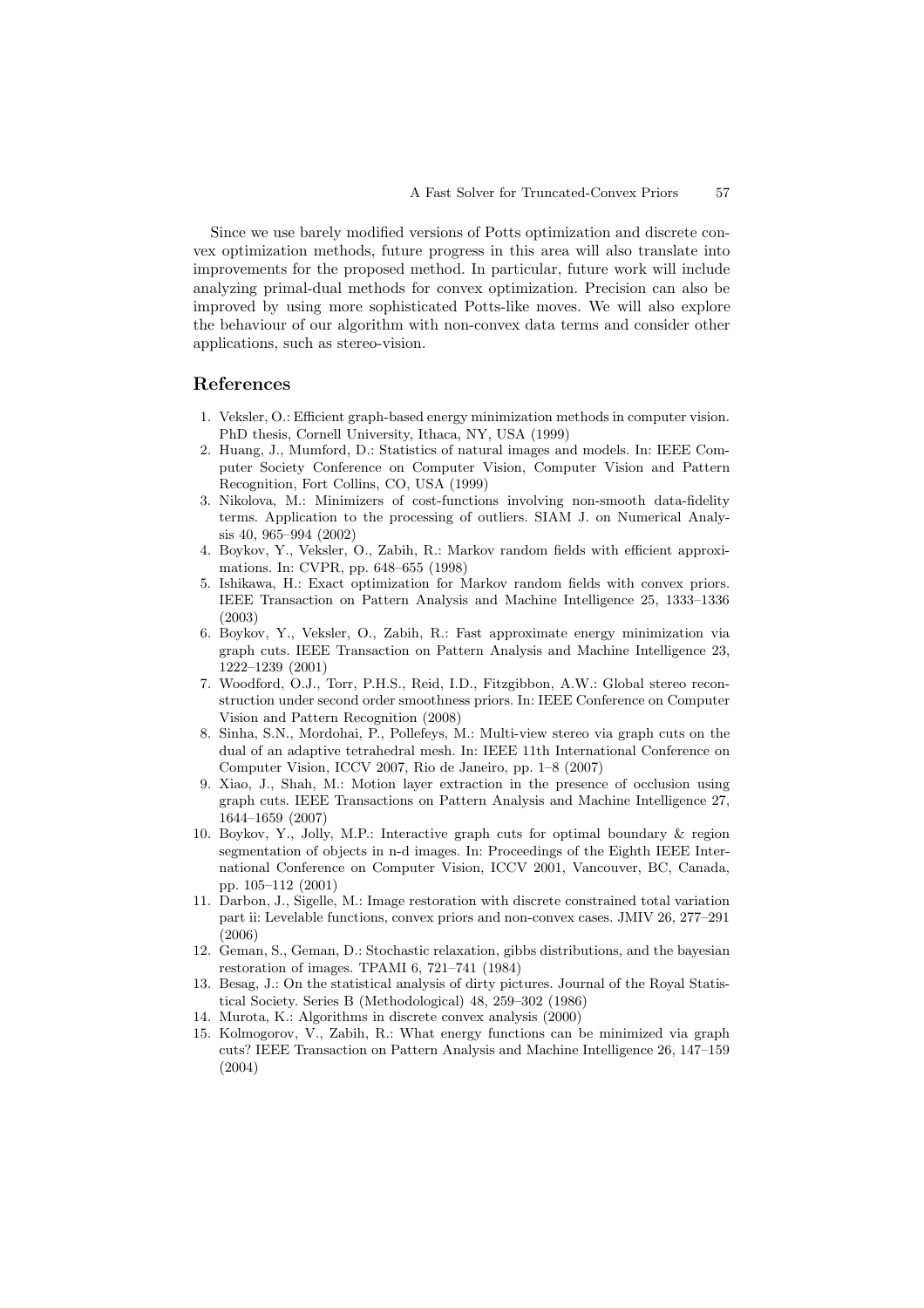Since we use barely modified versions of Potts optimization and discrete convex optimization methods, future progress in this area will also translate into improvements for the proposed method. In particular, future work will include analyzing primal-dual methods for convex optimization. Precision can also be improved by using more sophisticated Potts-like moves. We will also explore the behaviour of our algorithm with non-convex data terms and consider other applications, such as stereo-vision.

## References

1. Veksler, O.: Efficient graph-based energy minimization methods in computer vision. PhD thesis, Cornell University, Ithaca, NY, USA (1999)
2. Huang, J., Mumford, D.: Statistics of natural images and models. In: IEEE Computer Society Conference on Computer Vision, Computer Vision and Pattern Recognition, Fort Collins, CO, USA (1999)
3. Nikolova, M.: Minimizers of cost-functions involving non-smooth data-fidelity terms. Application to the processing of outliers. SIAM J. on Numerical Analysis 40, 965–994 (2002)
4. Boykov, Y., Veksler, O., Zabih, R.: Markov random fields with efficient approximations. In: CVPR, pp. 648–655 (1998)
5. Ishikawa, H.: Exact optimization for Markov random fields with convex priors. IEEE Transaction on Pattern Analysis and Machine Intelligence 25, 1333–1336 (2003)
6. Boykov, Y., Veksler, O., Zabih, R.: Fast approximate energy minimization via graph cuts. IEEE Transaction on Pattern Analysis and Machine Intelligence 23, 1222–1239 (2001)
7. Woodford, O.J., Torr, P.H.S., Reid, I.D., Fitzgibbon, A.W.: Global stereo reconstruction under second order smoothness priors. In: IEEE Conference on Computer Vision and Pattern Recognition (2008)
8. Sinha, S.N., Mordohai, P., Pollefeys, M.: Multi-view stereo via graph cuts on the dual of an adaptive tetrahedral mesh. In: IEEE 11th International Conference on Computer Vision, ICCV 2007, Rio de Janeiro, pp. 1–8 (2007)
9. Xiao, J., Shah, M.: Motion layer extraction in the presence of occlusion using graph cuts. IEEE Transactions on Pattern Analysis and Machine Intelligence 27, 1644–1659 (2007)
10. Boykov, Y., Jolly, M.P.: Interactive graph cuts for optimal boundary & region segmentation of objects in n-d images. In: Proceedings of the Eighth IEEE International Conference on Computer Vision, ICCV 2001, Vancouver, BC, Canada, pp. 105–112 (2001)
11. Darbon, J., Sigelle, M.: Image restoration with discrete constrained total variation part ii: Levelable functions, convex priors and non-convex cases. JMIV 26, 277–291 (2006)
12. Geman, S., Geman, D.: Stochastic relaxation, gibbs distributions, and the bayesian restoration of images. TPAMI 6, 721–741 (1984)
13. Besag, J.: On the statistical analysis of dirty pictures. Journal of the Royal Statistical Society. Series B (Methodological) 48, 259–302 (1986)
14. Murota, K.: Algorithms in discrete convex analysis (2000)
15. Kolmogorov, V., Zabih, R.: What energy functions can be minimized via graph cuts? IEEE Transaction on Pattern Analysis and Machine Intelligence 26, 147–159 (2004)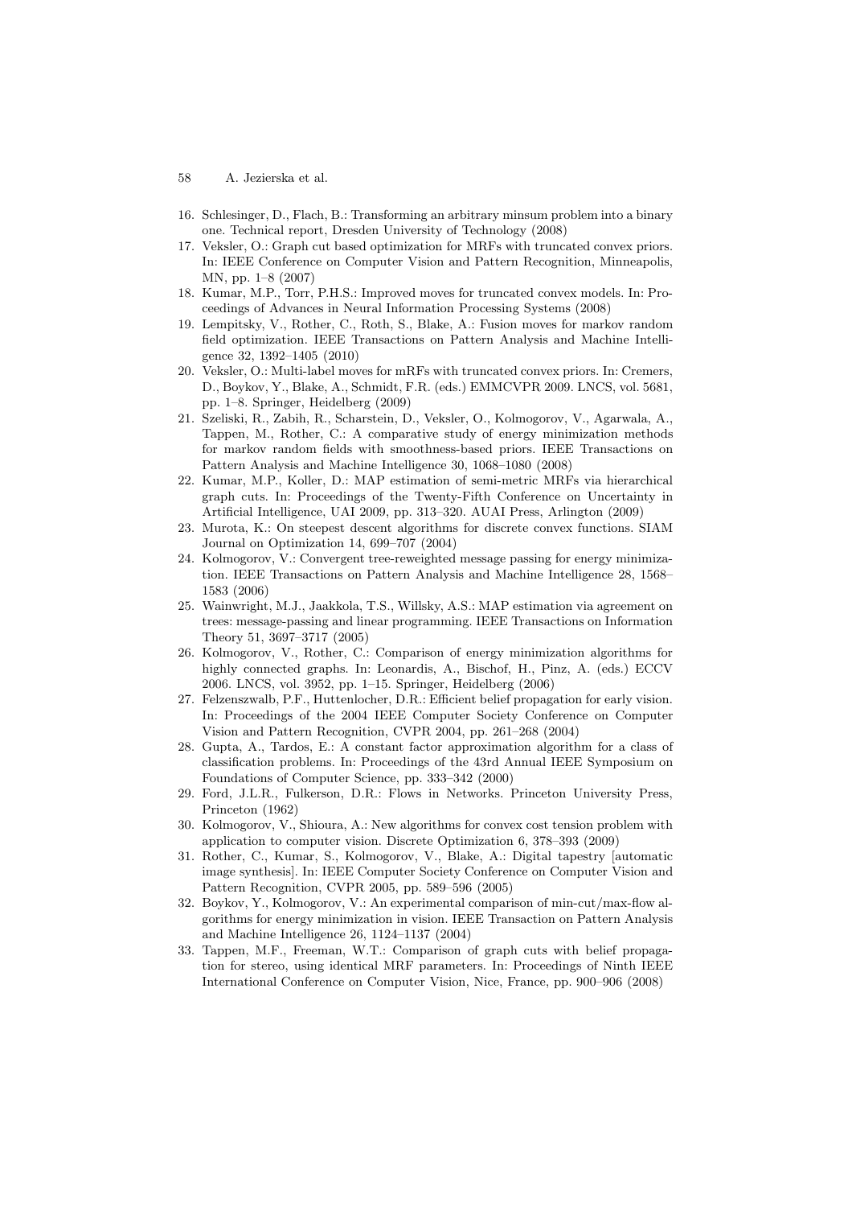16. Schlesinger, D., Flach, B.: Transforming an arbitrary minsum problem into a binary one. Technical report, Dresden University of Technology (2008)
17. Veksler, O.: Graph cut based optimization for MRFs with truncated convex priors. In: IEEE Conference on Computer Vision and Pattern Recognition, Minneapolis, MN, pp. 1–8 (2007)
18. Kumar, M.P., Torr, P.H.S.: Improved moves for truncated convex models. In: Proceedings of Advances in Neural Information Processing Systems (2008)
19. Lempitsky, V., Rother, C., Roth, S., Blake, A.: Fusion moves for markov random field optimization. IEEE Transactions on Pattern Analysis and Machine Intelligence 32, 1392–1405 (2010)
20. Veksler, O.: Multi-label moves for mRFs with truncated convex priors. In: Cremers, D., Boykov, Y., Blake, A., Schmidt, F.R. (eds.) EMMCVPR 2009. LNCS, vol. 5681, pp. 1–8. Springer, Heidelberg (2009)
21. Szeliski, R., Zabih, R., Scharstein, D., Veksler, O., Kolmogorov, V., Agarwala, A., Tappen, M., Rother, C.: A comparative study of energy minimization methods for markov random fields with smoothness-based priors. IEEE Transactions on Pattern Analysis and Machine Intelligence 30, 1068–1080 (2008)
22. Kumar, M.P., Koller, D.: MAP estimation of semi-metric MRFs via hierarchical graph cuts. In: Proceedings of the Twenty-Fifth Conference on Uncertainty in Artificial Intelligence, UAI 2009, pp. 313–320. AUAI Press, Arlington (2009)
23. Murota, K.: On steepest descent algorithms for discrete convex functions. SIAM Journal on Optimization 14, 699–707 (2004)
24. Kolmogorov, V.: Convergent tree-reweighted message passing for energy minimization. IEEE Transactions on Pattern Analysis and Machine Intelligence 28, 1568–1583 (2006)
25. Wainwright, M.J., Jaakkola, T.S., Willsky, A.S.: MAP estimation via agreement on trees: message-passing and linear programming. IEEE Transactions on Information Theory 51, 3697–3717 (2005)
26. Kolmogorov, V., Rother, C.: Comparison of energy minimization algorithms for highly connected graphs. In: Leonardis, A., Bischof, H., Pinz, A. (eds.) ECCV 2006. LNCS, vol. 3952, pp. 1–15. Springer, Heidelberg (2006)
27. Felzenszwalb, P.F., Huttenlocher, D.R.: Efficient belief propagation for early vision. In: Proceedings of the 2004 IEEE Computer Society Conference on Computer Vision and Pattern Recognition, CVPR 2004, pp. 261–268 (2004)
28. Gupta, A., Tardos, E.: A constant factor approximation algorithm for a class of classification problems. In: Proceedings of the 43rd Annual IEEE Symposium on Foundations of Computer Science, pp. 333–342 (2000)
29. Ford, J.L.R., Fulkerson, D.R.: Flows in Networks. Princeton University Press, Princeton (1962)
30. Kolmogorov, V., Shioura, A.: New algorithms for convex cost tension problem with application to computer vision. Discrete Optimization 6, 378–393 (2009)
31. Rother, C., Kumar, S., Kolmogorov, V., Blake, A.: Digital tapestry [automatic image synthesis]. In: IEEE Computer Society Conference on Computer Vision and Pattern Recognition, CVPR 2005, pp. 589–596 (2005)
32. Boykov, Y., Kolmogorov, V.: An experimental comparison of min-cut/max-flow algorithms for energy minimization in vision. IEEE Transaction on Pattern Analysis and Machine Intelligence 26, 1124–1137 (2004)
33. Tappen, M.F., Freeman, W.T.: Comparison of graph cuts with belief propagation for stereo, using identical MRF parameters. In: Proceedings of Ninth IEEE International Conference on Computer Vision, Nice, France, pp. 900–906 (2008)